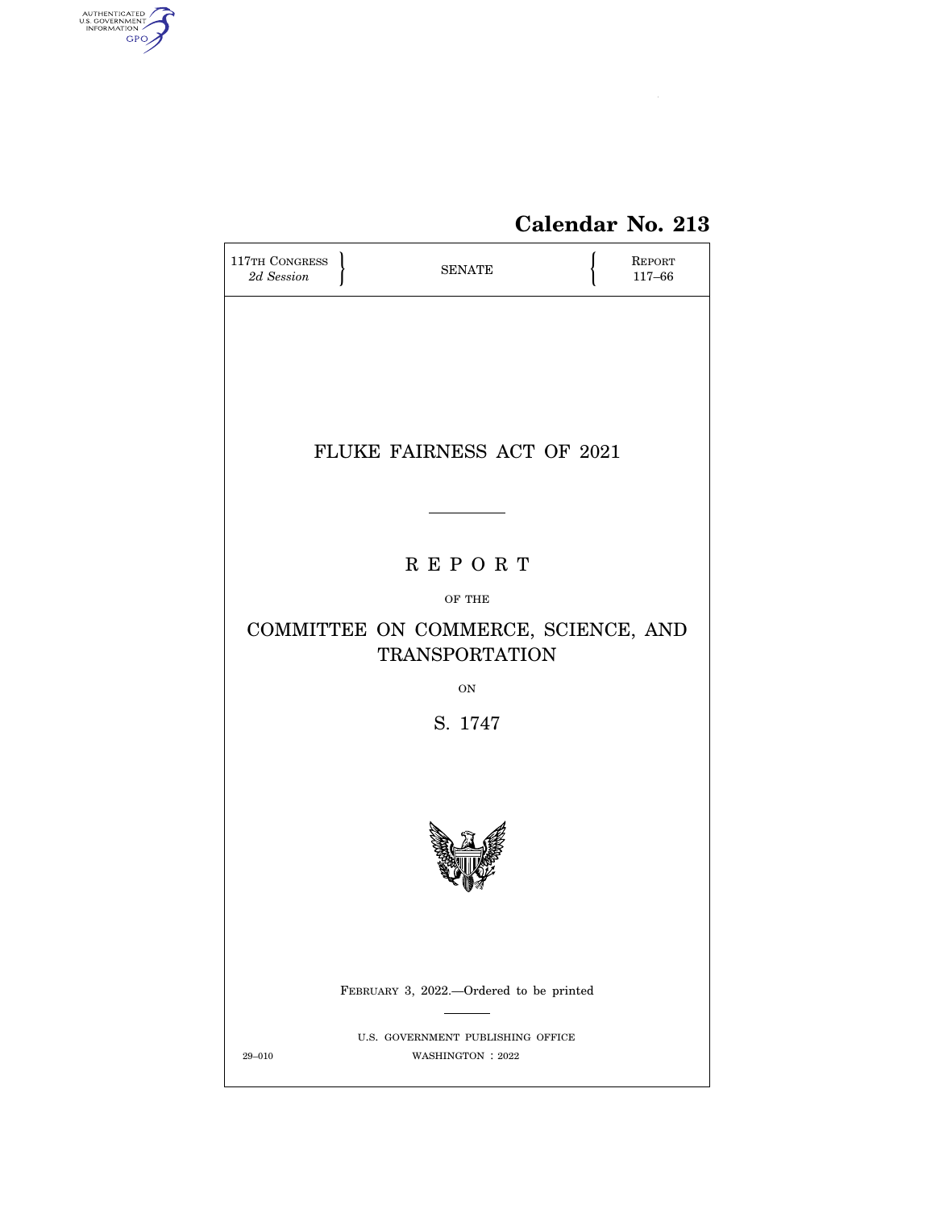AUTHENTICATED U.S. GOVERNMENT INFORMATION GPO

**Calendar No. 213**

117TH CONGRESS
*2d Session*

SENATE

REPORT
117–66

# FLUKE FAIRNESS ACT OF 2021

---

## R E P O R T

OF THE

## COMMITTEE ON COMMERCE, SCIENCE, AND TRANSPORTATION

ON

## S. 1747

FEBRUARY 3, 2022.—Ordered to be printed

---

U.S. GOVERNMENT PUBLISHING OFFICE

29–010 WASHINGTON : 2022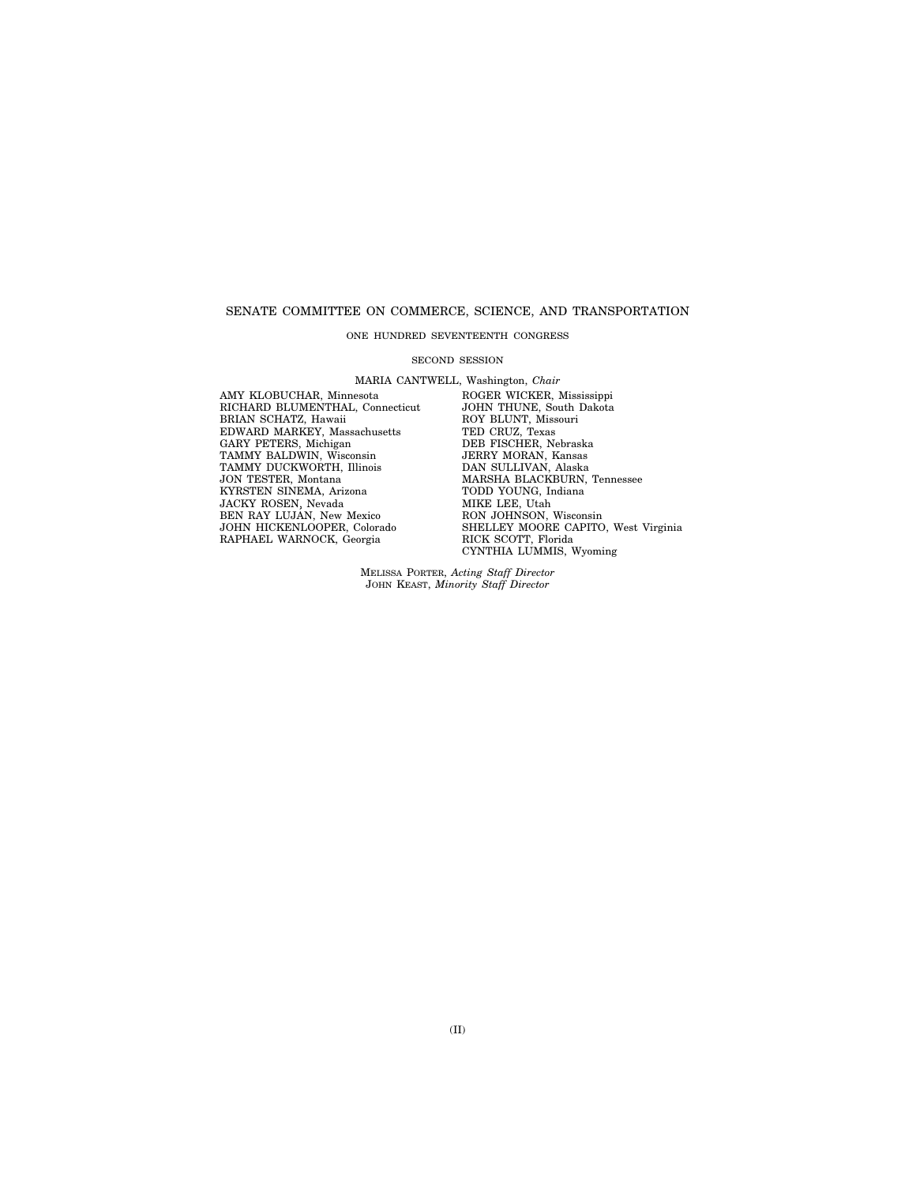SENATE COMMITTEE ON COMMERCE, SCIENCE, AND TRANSPORTATION

ONE HUNDRED SEVENTEENTH CONGRESS

SECOND SESSION

MARIA CANTWELL, Washington, *Chair*

AMY KLOBUCHAR, Minnesota
RICHARD BLUMENTHAL, Connecticut
BRIAN SCHATZ, Hawaii
EDWARD MARKEY, Massachusetts
GARY PETERS, Michigan
TAMMY BALDWIN, Wisconsin
TAMMY DUCKWORTH, Illinois
JON TESTER, Montana
KYRSTEN SINEMA, Arizona
JACKY ROSEN, Nevada
BEN RAY LUJÁN, New Mexico
JOHN HICKENLOOPER, Colorado
RAPHAEL WARNOCK, Georgia

ROGER WICKER, Mississippi
JOHN THUNE, South Dakota
ROY BLUNT, Missouri
TED CRUZ, Texas
DEB FISCHER, Nebraska
JERRY MORAN, Kansas
DAN SULLIVAN, Alaska
MARSHA BLACKBURN, Tennessee
TODD YOUNG, Indiana
MIKE LEE, Utah
RON JOHNSON, Wisconsin
SHELLEY MOORE CAPITO, West Virginia
RICK SCOTT, Florida
CYNTHIA LUMMIS, Wyoming

MELISSA PORTER, *Acting Staff Director*
JOHN KEAST, *Minority Staff Director*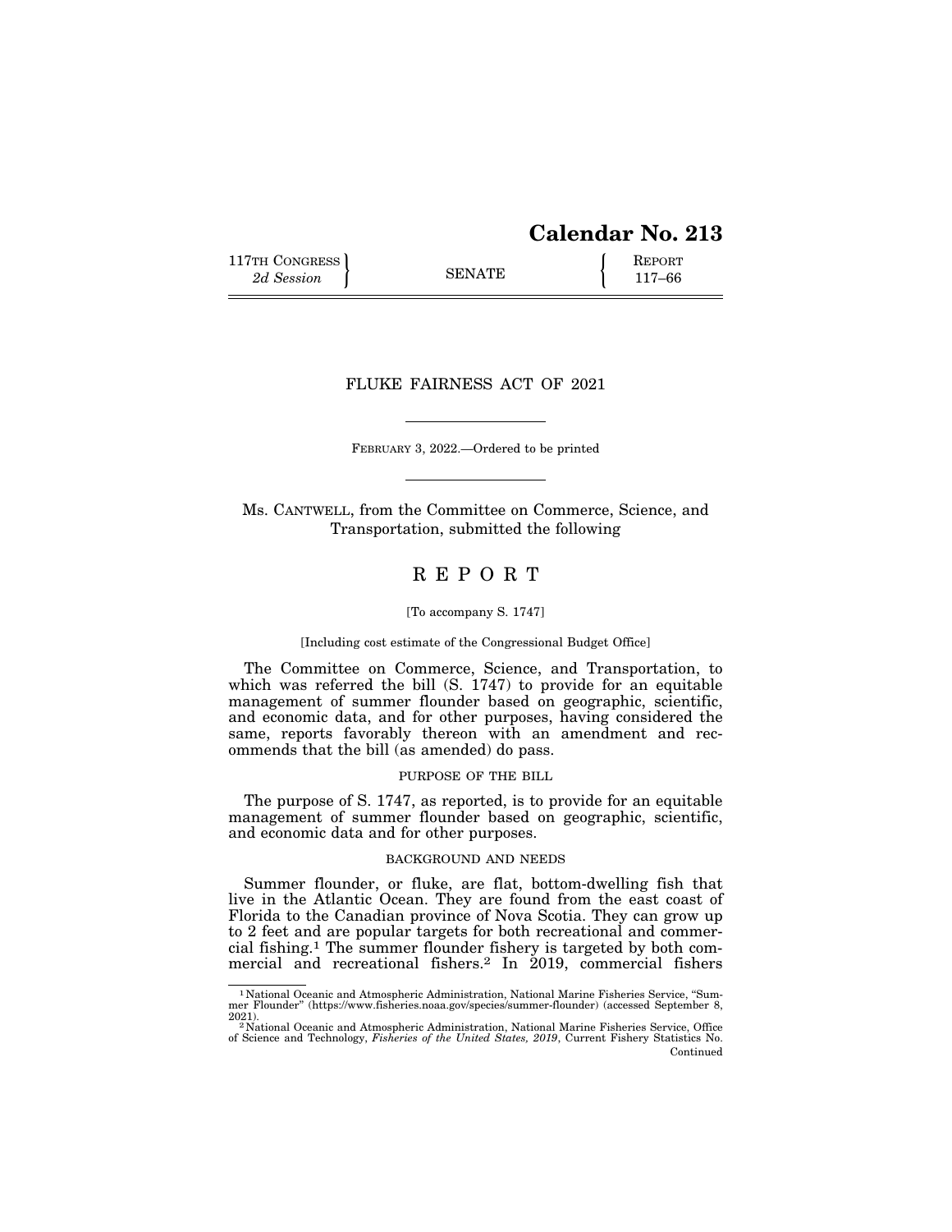# Calendar No. 213

117TH CONGRESS
*2d Session*

SENATE

REPORT
117–66

## FLUKE FAIRNESS ACT OF 2021

FEBRUARY 3, 2022.—Ordered to be printed

Ms. CANTWELL, from the Committee on Commerce, Science, and Transportation, submitted the following

## R E P O R T

[To accompany S. 1747]

[Including cost estimate of the Congressional Budget Office]

The Committee on Commerce, Science, and Transportation, to which was referred the bill (S. 1747) to provide for an equitable management of summer flounder based on geographic, scientific, and economic data, and for other purposes, having considered the same, reports favorably thereon with an amendment and recommends that the bill (as amended) do pass.

### PURPOSE OF THE BILL

The purpose of S. 1747, as reported, is to provide for an equitable management of summer flounder based on geographic, scientific, and economic data and for other purposes.

### BACKGROUND AND NEEDS

Summer flounder, or fluke, are flat, bottom-dwelling fish that live in the Atlantic Ocean. They are found from the east coast of Florida to the Canadian province of Nova Scotia. They can grow up to 2 feet and are popular targets for both recreational and commercial fishing.[1] The summer flounder fishery is targeted by both commercial and recreational fishers.[2] In 2019, commercial fishers

[1] National Oceanic and Atmospheric Administration, National Marine Fisheries Service, "Summer Flounder" (https://www.fisheries.noaa.gov/species/summer-flounder) (accessed September 8, 2021).

[2] National Oceanic and Atmospheric Administration, National Marine Fisheries Service, Office of Science and Technology, *Fisheries of the United States, 2019*, Current Fishery Statistics No. Continued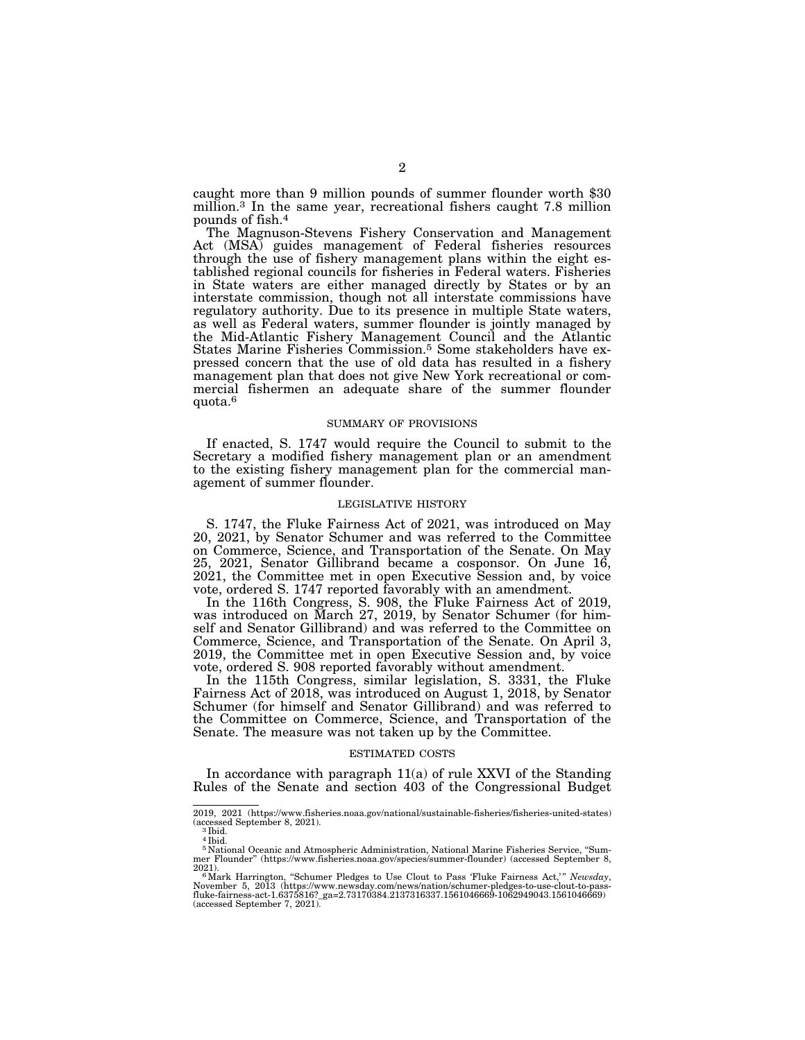caught more than 9 million pounds of summer flounder worth $30 million.[3] In the same year, recreational fishers caught 7.8 million pounds of fish.[4]

The Magnuson-Stevens Fishery Conservation and Management Act (MSA) guides management of Federal fisheries resources through the use of fishery management plans within the eight established regional councils for fisheries in Federal waters. Fisheries in State waters are either managed directly by States or by an interstate commission, though not all interstate commissions have regulatory authority. Due to its presence in multiple State waters, as well as Federal waters, summer flounder is jointly managed by the Mid-Atlantic Fishery Management Council and the Atlantic States Marine Fisheries Commission.[5] Some stakeholders have expressed concern that the use of old data has resulted in a fishery management plan that does not give New York recreational or commercial fishermen an adequate share of the summer flounder quota.[6]

## SUMMARY OF PROVISIONS

If enacted, S. 1747 would require the Council to submit to the Secretary a modified fishery management plan or an amendment to the existing fishery management plan for the commercial management of summer flounder.

## LEGISLATIVE HISTORY

S. 1747, the Fluke Fairness Act of 2021, was introduced on May 20, 2021, by Senator Schumer and was referred to the Committee on Commerce, Science, and Transportation of the Senate. On May 25, 2021, Senator Gillibrand became a cosponsor. On June 16, 2021, the Committee met in open Executive Session and, by voice vote, ordered S. 1747 reported favorably with an amendment.

In the 116th Congress, S. 908, the Fluke Fairness Act of 2019, was introduced on March 27, 2019, by Senator Schumer (for himself and Senator Gillibrand) and was referred to the Committee on Commerce, Science, and Transportation of the Senate. On April 3, 2019, the Committee met in open Executive Session and, by voice vote, ordered S. 908 reported favorably without amendment.

In the 115th Congress, similar legislation, S. 3331, the Fluke Fairness Act of 2018, was introduced on August 1, 2018, by Senator Schumer (for himself and Senator Gillibrand) and was referred to the Committee on Commerce, Science, and Transportation of the Senate. The measure was not taken up by the Committee.

## ESTIMATED COSTS

In accordance with paragraph 11(a) of rule XXVI of the Standing Rules of the Senate and section 403 of the Congressional Budget

---

2019, 2021 (https://www.fisheries.noaa.gov/national/sustainable-fisheries/fisheries-united-states) (accessed September 8, 2021).

[3] Ibid.

[4] Ibid.

[5] National Oceanic and Atmospheric Administration, National Marine Fisheries Service, "Summer Flounder" (https://www.fisheries.noaa.gov/species/summer-flounder) (accessed September 8, 2021).

[6] Mark Harrington, "Schumer Pledges to Use Clout to Pass 'Fluke Fairness Act,'" *Newsday*, November 5, 2013 (https://www.newsday.com/news/nation/schumer-pledges-to-use-clout-to-pass-fluke-fairness-act-1.6375816?_ga=2.73170384.2137316337.1561046669-1062949043.1561046669) (accessed September 7, 2021).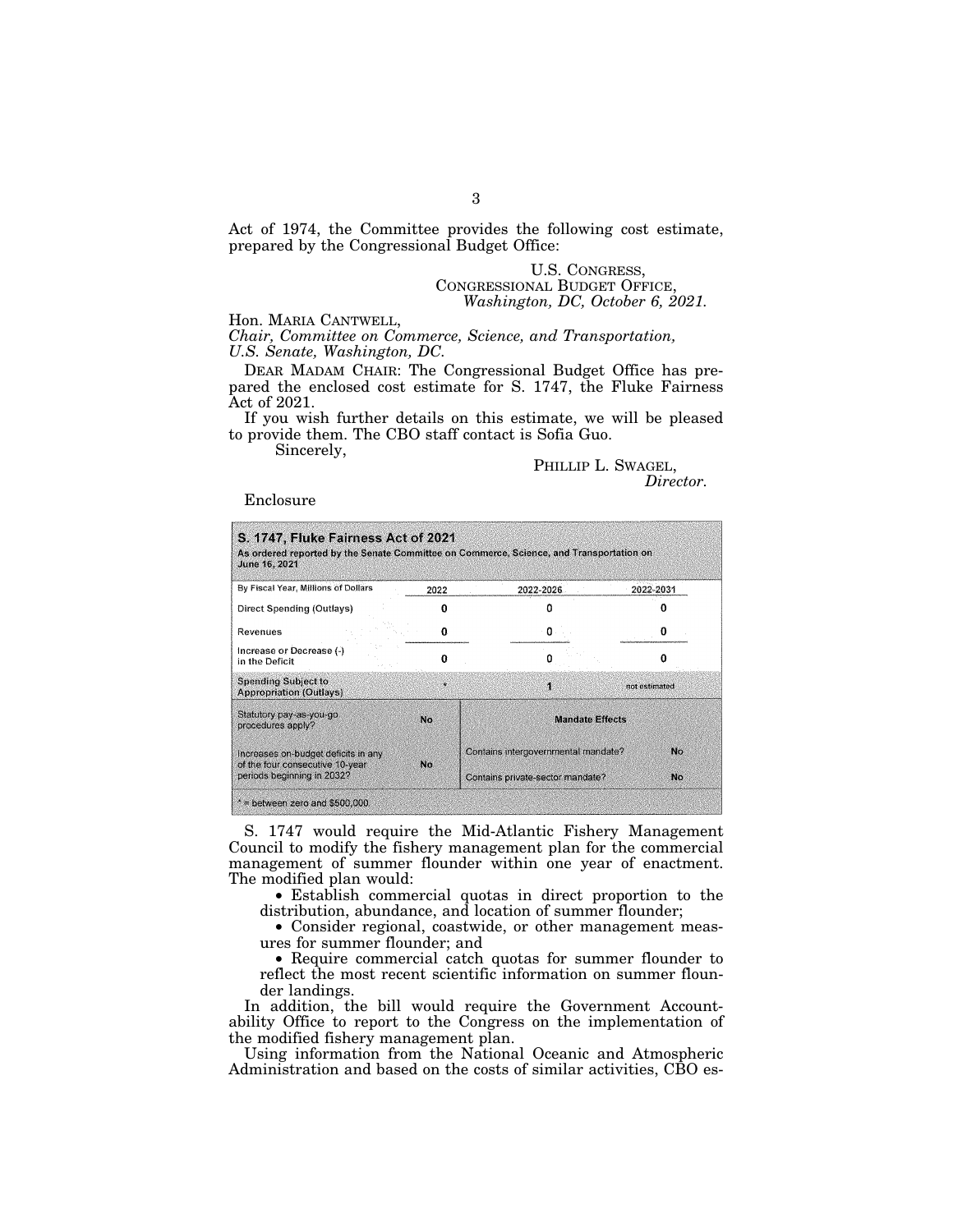Act of 1974, the Committee provides the following cost estimate, prepared by the Congressional Budget Office:

U.S. CONGRESS,
CONGRESSIONAL BUDGET OFFICE,
*Washington, DC, October 6, 2021.*

Hon. MARIA CANTWELL,
*Chair, Committee on Commerce, Science, and Transportation,*
*U.S. Senate, Washington, DC.*

DEAR MADAM CHAIR: The Congressional Budget Office has prepared the enclosed cost estimate for S. 1747, the Fluke Fairness Act of 2021.

If you wish further details on this estimate, we will be pleased to provide them. The CBO staff contact is Sofia Guo.

Sincerely,

PHILLIP L. SWAGEL,
*Director.*

Enclosure

**S. 1747, Fluke Fairness Act of 2021**
As ordered reported by the Senate Committee on Commerce, Science, and Transportation on June 16, 2021

| By Fiscal Year, Millions of Dollars | 2022 | 2022-2026 | 2022-2031 |
|---|---|---|---|
| Direct Spending (Outlays) | 0 | 0 | 0 |
| Revenues | 0 | 0 | 0 |
| Increase or Decrease (-) in the Deficit | 0 | 0 | 0 |
| Spending Subject to Appropriation (Outlays) | * | 1 | not estimated |

| | | Mandate Effects | |
|---|---|---|---|
| Statutory pay-as-you-go procedures apply? | No | | |
| Increases on-budget deficits in any of the four consecutive 10-year periods beginning in 2032? | No | Contains intergovernmental mandate? | No |
| | | Contains private-sector mandate? | No |

* = between zero and $500,000

S. 1747 would require the Mid-Atlantic Fishery Management Council to modify the fishery management plan for the commercial management of summer flounder within one year of enactment. The modified plan would:

- Establish commercial quotas in direct proportion to the distribution, abundance, and location of summer flounder;
- Consider regional, coastwide, or other management measures for summer flounder; and
- Require commercial catch quotas for summer flounder to reflect the most recent scientific information on summer flounder landings.

In addition, the bill would require the Government Accountability Office to report to the Congress on the implementation of the modified fishery management plan.

Using information from the National Oceanic and Atmospheric Administration and based on the costs of similar activities, CBO es-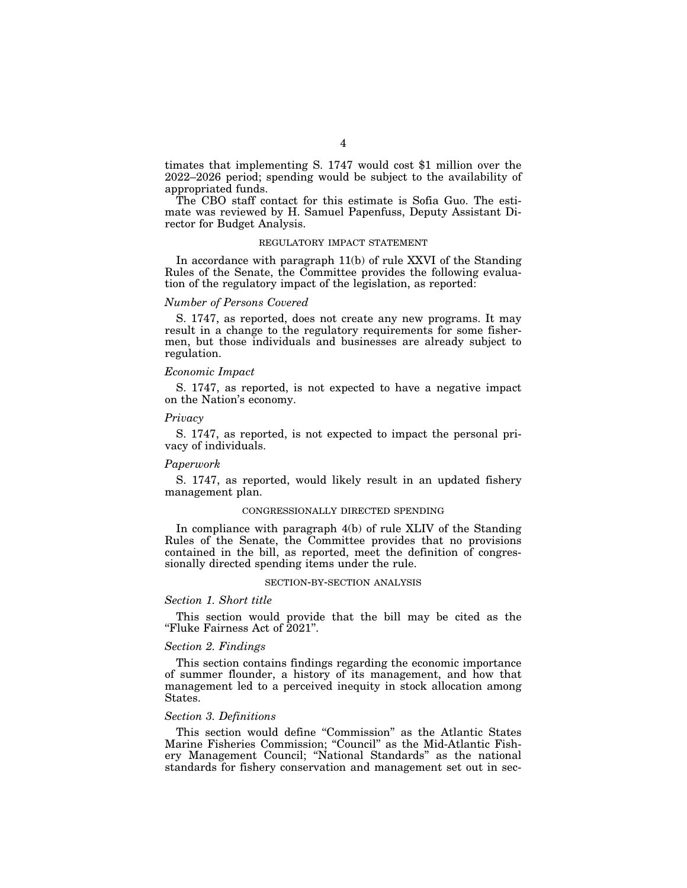timates that implementing S. 1747 would cost $1 million over the 2022–2026 period; spending would be subject to the availability of appropriated funds.

The CBO staff contact for this estimate is Sofia Guo. The estimate was reviewed by H. Samuel Papenfuss, Deputy Assistant Director for Budget Analysis.

## REGULATORY IMPACT STATEMENT

In accordance with paragraph 11(b) of rule XXVI of the Standing Rules of the Senate, the Committee provides the following evaluation of the regulatory impact of the legislation, as reported:

### *Number of Persons Covered*

S. 1747, as reported, does not create any new programs. It may result in a change to the regulatory requirements for some fishermen, but those individuals and businesses are already subject to regulation.

### *Economic Impact*

S. 1747, as reported, is not expected to have a negative impact on the Nation's economy.

### *Privacy*

S. 1747, as reported, is not expected to impact the personal privacy of individuals.

### *Paperwork*

S. 1747, as reported, would likely result in an updated fishery management plan.

## CONGRESSIONALLY DIRECTED SPENDING

In compliance with paragraph 4(b) of rule XLIV of the Standing Rules of the Senate, the Committee provides that no provisions contained in the bill, as reported, meet the definition of congressionally directed spending items under the rule.

## SECTION-BY-SECTION ANALYSIS

### *Section 1. Short title*

This section would provide that the bill may be cited as the "Fluke Fairness Act of 2021".

### *Section 2. Findings*

This section contains findings regarding the economic importance of summer flounder, a history of its management, and how that management led to a perceived inequity in stock allocation among States.

### *Section 3. Definitions*

This section would define "Commission" as the Atlantic States Marine Fisheries Commission; "Council" as the Mid-Atlantic Fishery Management Council; "National Standards" as the national standards for fishery conservation and management set out in sec-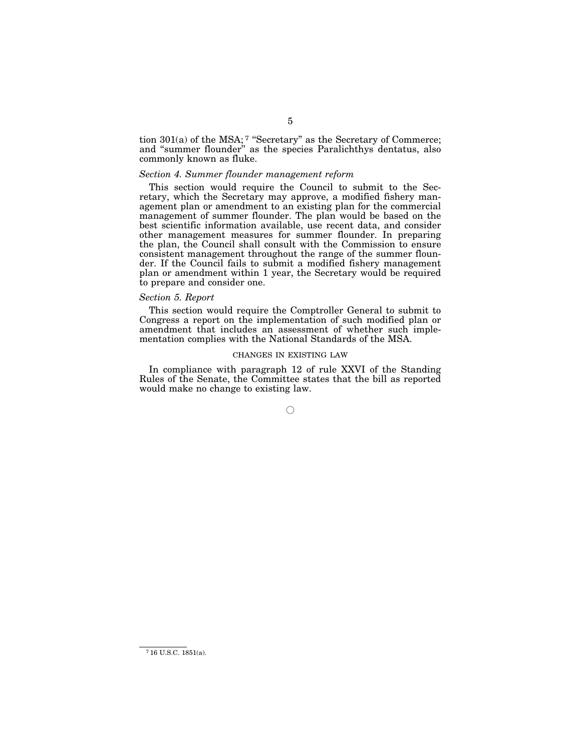tion 301(a) of the MSA;[7] "Secretary" as the Secretary of Commerce; and "summer flounder" as the species Paralichthys dentatus, also commonly known as fluke.

*Section 4. Summer flounder management reform*

This section would require the Council to submit to the Secretary, which the Secretary may approve, a modified fishery management plan or amendment to an existing plan for the commercial management of summer flounder. The plan would be based on the best scientific information available, use recent data, and consider other management measures for summer flounder. In preparing the plan, the Council shall consult with the Commission to ensure consistent management throughout the range of the summer flounder. If the Council fails to submit a modified fishery management plan or amendment within 1 year, the Secretary would be required to prepare and consider one.

*Section 5. Report*

This section would require the Comptroller General to submit to Congress a report on the implementation of such modified plan or amendment that includes an assessment of whether such implementation complies with the National Standards of the MSA.

CHANGES IN EXISTING LAW

In compliance with paragraph 12 of rule XXVI of the Standing Rules of the Senate, the Committee states that the bill as reported would make no change to existing law.

○

---

[7] 16 U.S.C. 1851(a).